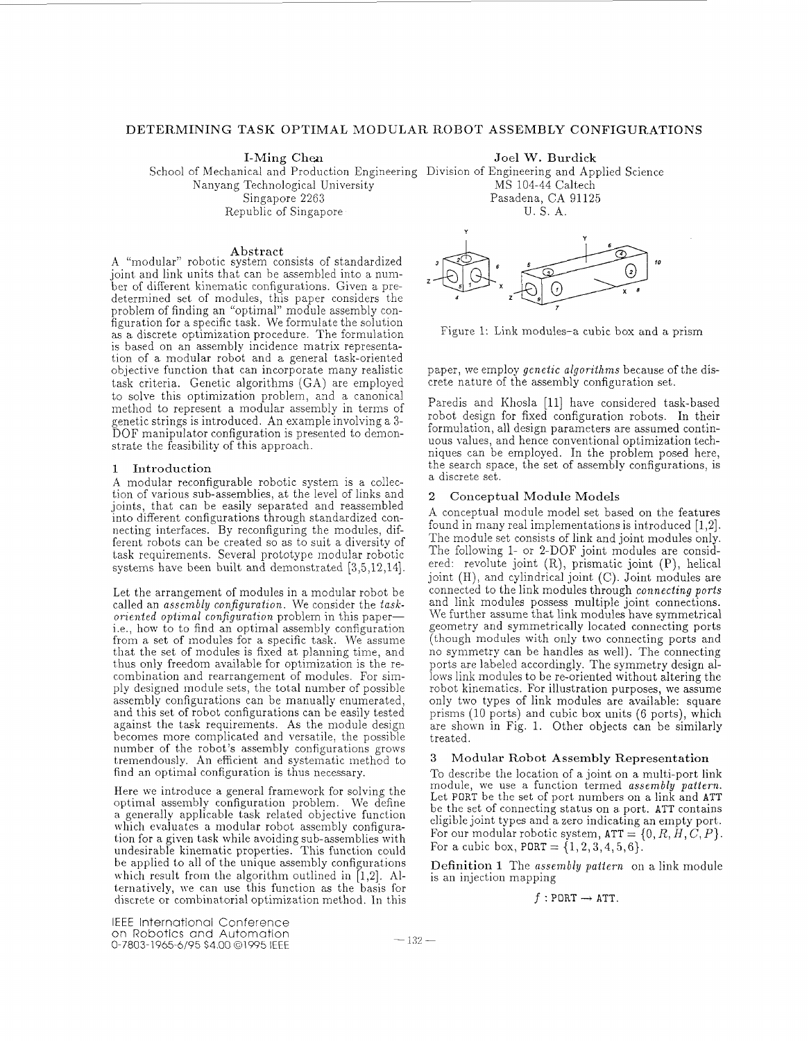# DETERMINING TASK OPTIMAL MODULAR ROBOT ASSEMBLY CONFIGURATIONS

**I-Ming Chen**
School of Mechanical and Production Engineering
Nanyang Technological University
Singapore 2263
Republic of Singapore

**Joel W. Burdick**
Division of Engineering and Applied Science
MS 104-44 Caltech
Pasadena, CA 91125
U. S. A.

## Abstract

A "modular" robotic system consists of standardized joint and link units that can be assembled into a number of different kinematic configurations. Given a predetermined set of modules, this paper considers the problem of finding an "optimal" module assembly configuration for a specific task. We formulate the solution as a discrete optimization procedure. The formulation is based on an assembly incidence matrix representation of a modular robot and a general task-oriented objective function that can incorporate many realistic task criteria. Genetic algorithms (GA) are employed to solve this optimization problem, and a canonical method to represent a modular assembly in terms of genetic strings is introduced. An example involving a 3-DOF manipulator configuration is presented to demonstrate the feasibility of this approach.

## 1 Introduction

A modular reconfigurable robotic system is a collection of various sub-assemblies, at the level of links and joints, that can be easily separated and reassembled into different configurations through standardized connecting interfaces. By reconfiguring the modules, different robots can be created so as to suit a diversity of task requirements. Several prototype modular robotic systems have been built and demonstrated [3,5,12,14].

Let the arrangement of modules in a modular robot be called an *assembly configuration*. We consider the *task-oriented optimal configuration* problem in this paper—i.e., how to to find an optimal assembly configuration from a set of modules for a specific task. We assume that the set of modules is fixed at planning time, and thus only freedom available for optimization is the recombination and rearrangement of modules. For simply designed module sets, the total number of possible assembly configurations can be manually enumerated, and this set of robot configurations can be easily tested against the task requirements. As the module design becomes more complicated and versatile, the possible number of the robot's assembly configurations grows tremendously. An efficient and systematic method to find an optimal configuration is thus necessary.

Here we introduce a general framework for solving the optimal assembly configuration problem. We define a generally applicable task related objective function which evaluates a modular robot assembly configuration for a given task while avoiding sub-assemblies with undesirable kinematic properties. This function could be applied to all of the unique assembly configurations which result from the algorithm outlined in [1,2]. Alternatively, we can use this function as the basis for discrete or combinatorial optimization method. In this paper, we employ *genetic algorithms* because of the discrete nature of the assembly configuration set.

Figure 1: Link modules–a cubic box and a prism

Paredis and Khosla [11] have considered task-based robot design for fixed configuration robots. In their formulation, all design parameters are assumed continuous values, and hence conventional optimization techniques can be employed. In the problem posed here, the search space, the set of assembly configurations, is a discrete set.

## 2 Conceptual Module Models

A conceptual module model set based on the features found in many real implementations is introduced [1,2]. The module set consists of link and joint modules only. The following 1- or 2-DOF joint modules are considered: revolute joint (R), prismatic joint (P), helical joint (H), and cylindrical joint (C). Joint modules are connected to the link modules through *connecting ports* and link modules possess multiple joint connections. We further assume that link modules have symmetrical geometry and symmetrically located connecting ports (though modules with only two connecting ports and no symmetry can be handles as well). The connecting ports are labeled accordingly. The symmetry design allows link modules to be re-oriented without altering the robot kinematics. For illustration purposes, we assume only two types of link modules are available: square prisms (10 ports) and cubic box units (6 ports), which are shown in Fig. 1. Other objects can be similarly treated.

## 3 Modular Robot Assembly Representation

To describe the location of a joint on a multi-port link module, we use a function termed *assembly pattern*. Let PORT be the set of port numbers on a link and ATT be the set of connecting status on a port. ATT contains eligible joint types and a zero indicating an empty port. For our modular robotic system, $\text{ATT} = \{0, R, H, C, P\}$. For a cubic box, $\text{PORT} = \{1, 2, 3, 4, 5, 6\}$.

**Definition 1** The *assembly pattern* on a link module is an injection mapping

$$f : \text{PORT} \rightarrow \text{ATT}.$$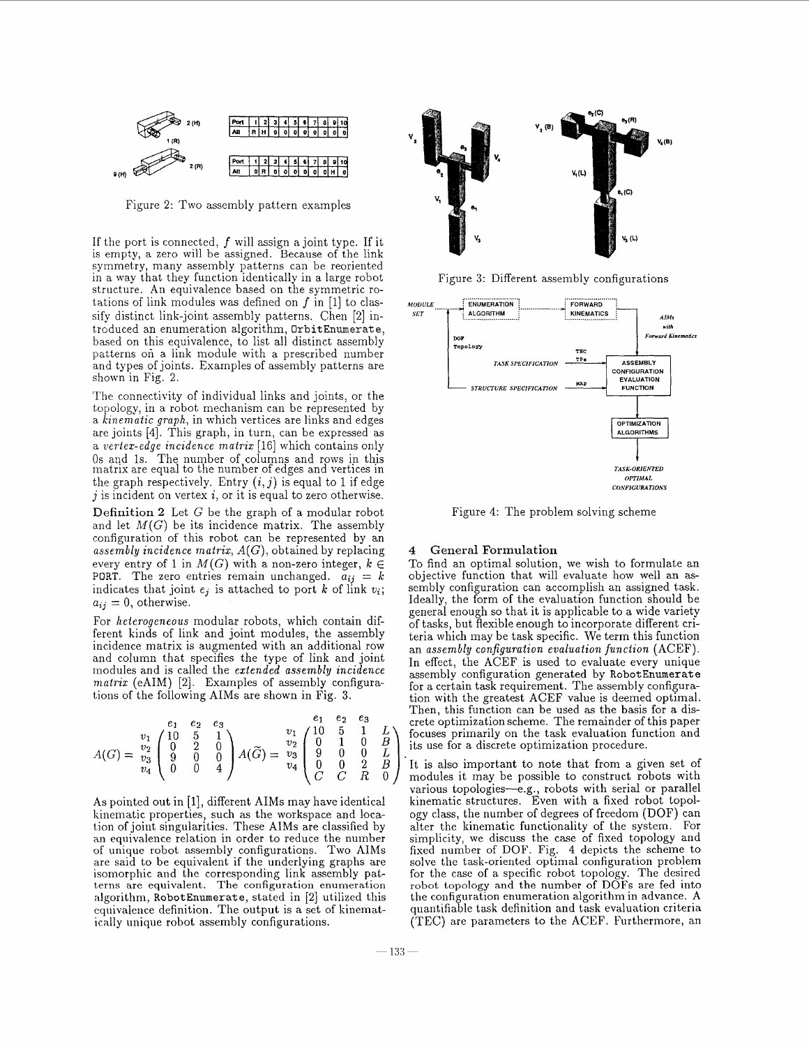| Port | 1 | 2 | 3 | 4 | 5 | 6 | 7 | 8 | 9 | 10 |
|---|---|---|---|---|---|---|---|---|---|---|
| Att | R | H | 0 | 0 | 0 | 0 | 0 | 0 | 0 | 0 |

| Port | 1 | 2 | 3 | 4 | 5 | 6 | 7 | 8 | 9 | 10 |
|---|---|---|---|---|---|---|---|---|---|---|
| Att | 0 | R | 0 | 0 | 0 | 0 | 0 | 0 | H | 0 |

Figure 2: Two assembly pattern examples

If the port is connected, $f$ will assign a joint type. If it is empty, a zero will be assigned. Because of the link symmetry, many assembly patterns can be reoriented in a way that they function identically in a large robot structure. An equivalence based on the symmetric rotations of link modules was defined on $f$ in [1] to classify distinct link-joint assembly patterns. Chen [2] introduced an enumeration algorithm, `OrbitEnumerate`, based on this equivalence, to list all distinct assembly patterns on a link module with a prescribed number and types of joints. Examples of assembly patterns are shown in Fig. 2.

The connectivity of individual links and joints, or the topology, in a robot mechanism can be represented by a *kinematic graph*, in which vertices are links and edges are joints [4]. This graph, in turn, can be expressed as a *vertex-edge incidence matrix* [16] which contains only 0s and 1s. The number of columns and rows in this matrix are equal to the number of edges and vertices in the graph respectively. Entry $(i, j)$ is equal to 1 if edge $j$ is incident on vertex $i$, or it is equal to zero otherwise.

**Definition 2** Let $G$ be the graph of a modular robot and let $M(G)$ be its incidence matrix. The assembly configuration of this robot can be represented by an *assembly incidence matrix*, $A(G)$, obtained by replacing every entry of 1 in $M(G)$ with a non-zero integer, $k \in$ PORT. The zero entries remain unchanged. $a_{ij} = k$ indicates that joint $e_j$ is attached to port $k$ of link $v_i$; $a_{ij} = 0$, otherwise.

For *heterogeneous* modular robots, which contain different kinds of link and joint modules, the assembly incidence matrix is augmented with an additional row and column that specifies the type of link and joint modules and is called the *extended assembly incidence matrix* (eAIM) [2]. Examples of assembly configurations of the following AIMs are shown in Fig. 3.

$$A(G) = \begin{array}{c} \\ v_1 \\ v_2 \\ v_3 \\ v_4 \end{array} \begin{array}{c} \begin{array}{ccc} e_1 & e_2 & e_3 \end{array} \\ \begin{pmatrix} 10 & 5 & 1 \\ 0 & 2 & 0 \\ 9 & 0 & 0 \\ 0 & 0 & 4 \end{pmatrix} \end{array} \quad A(\widetilde{G}) = \begin{array}{c} \\ v_1 \\ v_2 \\ v_3 \\ v_4 \\ \\ \end{array} \begin{array}{c} \begin{array}{cccc} e_1 & e_2 & e_3 & \end{array} \\ \begin{pmatrix} 10 & 5 & 1 & L \\ 0 & 1 & 0 & B \\ 9 & 0 & 0 & L \\ 0 & 0 & 2 & B \\ C & C & R & 0 \end{pmatrix} \end{array}.$$

As pointed out in [1], different AIMs may have identical kinematic properties, such as the workspace and location of joint singularities. These AIMs are classified by an equivalence relation in order to reduce the number of unique robot assembly configurations. Two AIMs are said to be equivalent if the underlying graphs are isomorphic and the corresponding link assembly patterns are equivalent. The configuration enumeration algorithm, `RobotEnumerate`, stated in [2] utilized this equivalence definition. The output is a set of kinematically unique robot assembly configurations.

Figure 3: Different assembly configurations

Figure 4: The problem solving scheme

## 4 General Formulation

To find an optimal solution, we wish to formulate an objective function that will evaluate how well an assembly configuration can accomplish an assigned task. Ideally, the form of the evaluation function should be general enough so that it is applicable to a wide variety of tasks, but flexible enough to incorporate different criteria which may be task specific. We term this function an *assembly configuration evaluation function* (ACEF). In effect, the ACEF is used to evaluate every unique assembly configuration generated by `RobotEnumerate` for a certain task requirement. The assembly configuration with the greatest ACEF value is deemed optimal. Then, this function can be used as the basis for a discrete optimization scheme. The remainder of this paper focuses primarily on the task evaluation function and its use for a discrete optimization procedure.

It is also important to note that from a given set of modules it may be possible to construct robots with various topologies—e.g., robots with serial or parallel kinematic structures. Even with a fixed robot topology class, the number of degrees of freedom (DOF) can alter the kinematic functionality of the system. For simplicity, we discuss the case of fixed topology and fixed number of DOF. Fig. 4 depicts the scheme to solve the task-oriented optimal configuration problem for the case of a specific robot topology. The desired robot topology and the number of DOFs are fed into the configuration enumeration algorithm in advance. A quantifiable task definition and task evaluation criteria (TEC) are parameters to the ACEF. Furthermore, an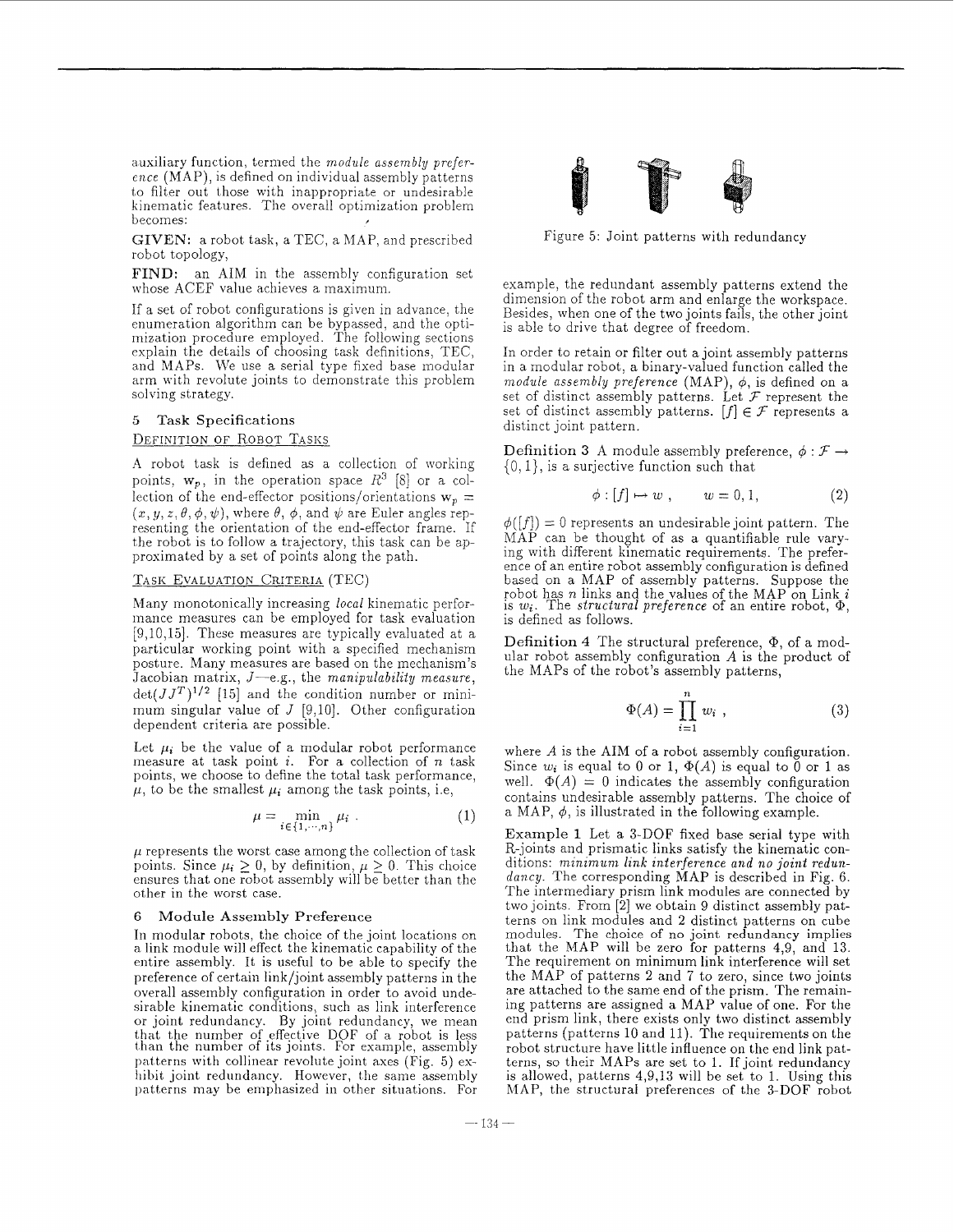auxiliary function, termed the *module assembly preference* (MAP), is defined on individual assembly patterns to filter out those with inappropriate or undesirable kinematic features. The overall optimization problem becomes:

**GIVEN:** a robot task, a TEC, a MAP, and prescribed robot topology,

**FIND:** an AIM in the assembly configuration set whose ACEF value achieves a maximum.

If a set of robot configurations is given in advance, the enumeration algorithm can be bypassed, and the optimization procedure employed. The following sections explain the details of choosing task definitions, TEC, and MAPs. We use a serial type fixed base modular arm with revolute joints to demonstrate this problem solving strategy.

## 5 Task Specifications

### Definition of Robot Tasks

A robot task is defined as a collection of working points, $\mathbf{w}_p$, in the operation space $R^3$ [8] or a collection of the end-effector positions/orientations $\mathbf{w}_p = (x, y, z, \theta, \phi, \psi)$, where $\theta$, $\phi$, and $\psi$ are Euler angles representing the orientation of the end-effector frame. If the robot is to follow a trajectory, this task can be approximated by a set of points along the path.

### Task Evaluation Criteria (TEC)

Many monotonically increasing *local* kinematic performance measures can be employed for task evaluation [9,10,15]. These measures are typically evaluated at a particular working point with a specified mechanism posture. Many measures are based on the mechanism's Jacobian matrix, $J$—e.g., the *manipulability measure*, $\det(JJ^T)^{1/2}$ [15] and the condition number or minimum singular value of $J$ [9,10]. Other configuration dependent criteria are possible.

Let $\mu_i$ be the value of a modular robot performance measure at task point $i$. For a collection of $n$ task points, we choose to define the total task performance, $\mu$, to be the smallest $\mu_i$ among the task points, i.e,

$$\mu = \min_{i \in \{1, \cdots, n\}} \mu_i \ . \tag{1}$$

$\mu$ represents the worst case among the collection of task points. Since $\mu_i \geq 0$, by definition, $\mu \geq 0$. This choice ensures that one robot assembly will be better than the other in the worst case.

## 6 Module Assembly Preference

In modular robots, the choice of the joint locations on a link module will effect the kinematic capability of the entire assembly. It is useful to be able to specify the preference of certain link/joint assembly patterns in the overall assembly configuration in order to avoid undesirable kinematic conditions, such as link interference or joint redundancy. By joint redundancy, we mean that the number of effective DOF of a robot is less than the number of its joints. For example, assembly patterns with collinear revolute joint axes (Fig. 5) exhibit joint redundancy. However, the same assembly patterns may be emphasized in other situations. For example, the redundant assembly patterns extend the dimension of the robot arm and enlarge the workspace. Besides, when one of the two joints fails, the other joint is able to drive that degree of freedom.

Figure 5: Joint patterns with redundancy

In order to retain or filter out a joint assembly patterns in a modular robot, a binary-valued function called the *module assembly preference* (MAP), $\phi$, is defined on a set of distinct assembly patterns. Let $\mathcal{F}$ represent the set of distinct assembly patterns. $[f] \in \mathcal{F}$ represents a distinct joint pattern.

**Definition 3** A module assembly preference, $\phi : \mathcal{F} \rightarrow \{0, 1\}$, is a surjective function such that

$$\phi : [f] \mapsto w \ , \qquad w = 0, 1, \tag{2}$$

$\phi([f]) = 0$ represents an undesirable joint pattern. The MAP can be thought of as a quantifiable rule varying with different kinematic requirements. The preference of an entire robot assembly configuration is defined based on a MAP of assembly patterns. Suppose the robot has $n$ links and the values of the MAP on Link $i$ is $w_i$. The *structural preference* of an entire robot, $\Phi$, is defined as follows.

**Definition 4** The structural preference, $\Phi$, of a modular robot assembly configuration $A$ is the product of the MAPs of the robot's assembly patterns,

$$\Phi(A) = \prod_{i=1}^{n} w_i \ , \tag{3}$$

where $A$ is the AIM of a robot assembly configuration. Since $w_i$ is equal to 0 or 1, $\Phi(A)$ is equal to 0 or 1 as well. $\Phi(A) = 0$ indicates the assembly configuration contains undesirable assembly patterns. The choice of a MAP, $\phi$, is illustrated in the following example.

**Example 1** Let a 3-DOF fixed base serial type with R-joints and prismatic links satisfy the kinematic conditions: *minimum link interference and no joint redundancy*. The corresponding MAP is described in Fig. 6. The intermediary prism link modules are connected by two joints. From [2] we obtain 9 distinct assembly patterns on link modules and 2 distinct patterns on cube modules. The choice of no joint redundancy implies that the MAP will be zero for patterns 4,9, and 13. The requirement on minimum link interference will set the MAP of patterns 2 and 7 to zero, since two joints are attached to the same end of the prism. The remaining patterns are assigned a MAP value of one. For the end prism link, there exists only two distinct assembly patterns (patterns 10 and 11). The requirements on the robot structure have little influence on the end link patterns, so their MAPs are set to 1. If joint redundancy is allowed, patterns 4,9,13 will be set to 1. Using this MAP, the structural preferences of the 3-DOF robot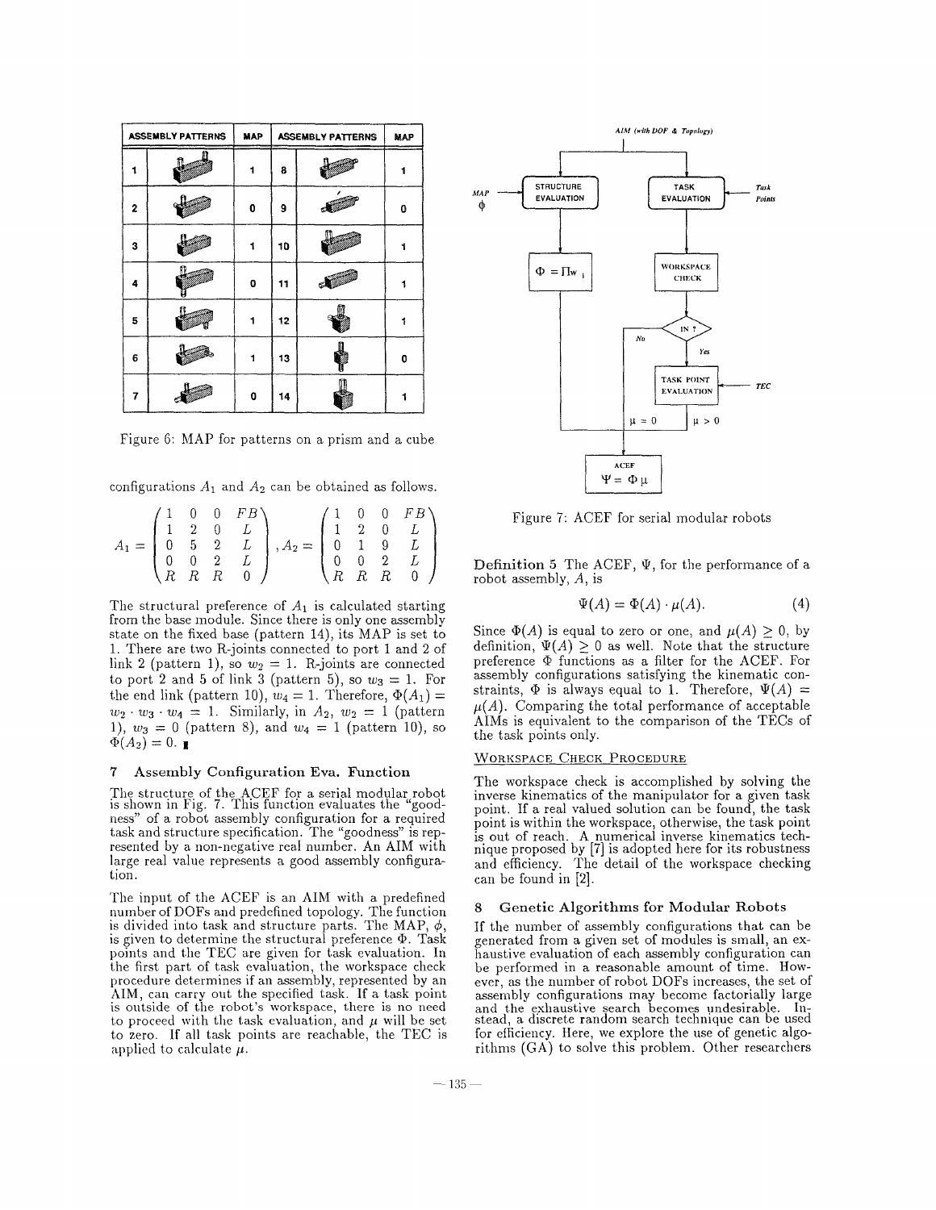| ASSEMBLY PATTERNS | | MAP | ASSEMBLY PATTERNS | | MAP |
|---|---|---|---|---|---|
| 1 | | 1 | 8 | | 1 |
| 2 | | 0 | 9 | | 0 |
| 3 | | 1 | 10 | | 1 |
| 4 | | 0 | 11 | | 1 |
| 5 | | 1 | 12 | | 1 |
| 6 | | 1 | 13 | | 0 |
| 7 | | 0 | 14 | | 1 |

Figure 6: MAP for patterns on a prism and a cube

configurations $A_1$ and $A_2$ can be obtained as follows.

$$A_1 = \begin{pmatrix} 1 & 0 & 0 & FB \\ 1 & 2 & 0 & L \\ 0 & 5 & 2 & L \\ 0 & 0 & 2 & L \\ R & R & R & 0 \end{pmatrix}, A_2 = \begin{pmatrix} 1 & 0 & 0 & FB \\ 1 & 2 & 0 & L \\ 0 & 1 & 9 & L \\ 0 & 0 & 2 & L \\ R & R & R & 0 \end{pmatrix}$$

The structural preference of $A_1$ is calculated starting from the base module. Since there is only one assembly state on the fixed base (pattern 14), its MAP is set to 1. There are two R-joints connected to port 1 and 2 of link 2 (pattern 1), so $w_2 = 1$. R-joints are connected to port 2 and 5 of link 3 (pattern 5), so $w_3 = 1$. For the end link (pattern 10), $w_4 = 1$. Therefore, $\Phi(A_1) = w_2 \cdot w_3 \cdot w_4 = 1$. Similarly, in $A_2$, $w_2 = 1$ (pattern 1), $w_3 = 0$ (pattern 8), and $w_4 = 1$ (pattern 10), so $\Phi(A_2) = 0$. ∎

## 7 Assembly Configuration Eva. Function

The structure of the ACEF for a serial modular robot is shown in Fig. 7. This function evaluates the "goodness" of a robot assembly configuration for a required task and structure specification. The "goodness" is represented by a non-negative real number. An AIM with large real value represents a good assembly configuration.

The input of the ACEF is an AIM with a predefined number of DOFs and predefined topology. The function is divided into task and structure parts. The MAP, $\phi$, is given to determine the structural preference $\Phi$. Task points and the TEC are given for task evaluation. In the first part of task evaluation, the workspace check procedure determines if an assembly, represented by an AIM, can carry out the specified task. If a task point is outside of the robot's workspace, there is no need to proceed with the task evaluation, and $\mu$ will be set to zero. If all task points are reachable, the TEC is applied to calculate $\mu$.

Figure 7: ACEF for serial modular robots

**Definition 5** The ACEF, $\Psi$, for the performance of a robot assembly, $A$, is

$$\Psi(A) = \Phi(A) \cdot \mu(A). \tag{4}$$

Since $\Phi(A)$ is equal to zero or one, and $\mu(A) \geq 0$, by definition, $\Psi(A) \geq 0$ as well. Note that the structure preference $\Phi$ functions as a filter for the ACEF. For assembly configurations satisfying the kinematic constraints, $\Phi$ is always equal to 1. Therefore, $\Psi(A) = \mu(A)$. Comparing the total performance of acceptable AIMs is equivalent to the comparison of the TECs of the task points only.

WORKSPACE CHECK PROCEDURE

The workspace check is accomplished by solving the inverse kinematics of the manipulator for a given task point. If a real valued solution can be found, the task point is within the workspace, otherwise, the task point is out of reach. A numerical inverse kinematics technique proposed by [7] is adopted here for its robustness and efficiency. The detail of the workspace checking can be found in [2].

## 8 Genetic Algorithms for Modular Robots

If the number of assembly configurations that can be generated from a given set of modules is small, an exhaustive evaluation of each assembly configuration can be performed in a reasonable amount of time. However, as the number of robot DOFs increases, the set of assembly configurations may become factorially large and the exhaustive search becomes undesirable. Instead, a discrete random search technique can be used for efficiency. Here, we explore the use of genetic algorithms (GA) to solve this problem. Other researchers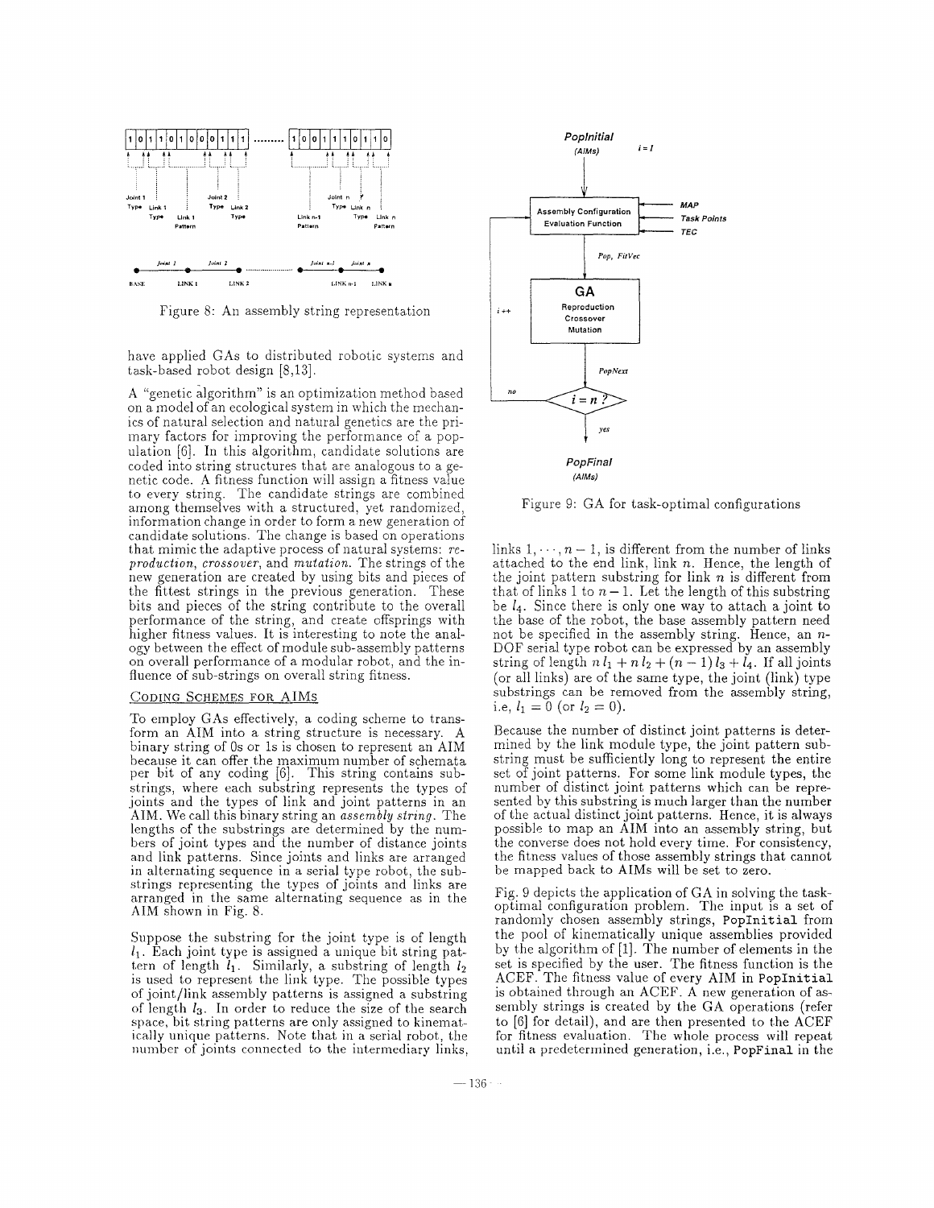Figure 8: An assembly string representation

have applied GAs to distributed robotic systems and task-based robot design [8,13].

A "genetic algorithm" is an optimization method based on a model of an ecological system in which the mechanics of natural selection and natural genetics are the primary factors for improving the performance of a population [6]. In this algorithm, candidate solutions are coded into string structures that are analogous to a genetic code. A fitness function will assign a fitness value to every string. The candidate strings are combined among themselves with a structured, yet randomized, information change in order to form a new generation of candidate solutions. The change is based on operations that mimic the adaptive process of natural systems: *reproduction*, *crossover*, and *mutation*. The strings of the new generation are created by using bits and pieces of the fittest strings in the previous generation. These bits and pieces of the string contribute to the overall performance of the string, and create offsprings with higher fitness values. It is interesting to note the analogy between the effect of module sub-assembly patterns on overall performance of a modular robot, and the influence of sub-strings on overall string fitness.

### Coding Schemes for AIMs

To employ GAs effectively, a coding scheme to transform an AIM into a string structure is necessary. A binary string of 0s or 1s is chosen to represent an AIM because it can offer the maximum number of schemata per bit of any coding [6]. This string contains substrings, where each substring represents the types of joints and the types of link and joint patterns in an AIM. We call this binary string an *assembly string*. The lengths of the substrings are determined by the numbers of joint types and the number of distance joints and link patterns. Since joints and links are arranged in alternating sequence in a serial type robot, the substrings representing the types of joints and links are arranged in the same alternating sequence as in the AIM shown in Fig. 8.

Suppose the substring for the joint type is of length $l_1$. Each joint type is assigned a unique bit string pattern of length $l_1$. Similarly, a substring of length $l_2$ is used to represent the link type. The possible types of joint/link assembly patterns is assigned a substring of length $l_3$. In order to reduce the size of the search space, bit string patterns are only assigned to kinematically unique patterns. Note that in a serial robot, the number of joints connected to the intermediary links, links $1, \cdots, n-1$, is different from the number of links attached to the end link, link $n$. Hence, the length of the joint pattern substring for link $n$ is different from that of links 1 to $n-1$. Let the length of this substring be $l_4$. Since there is only one way to attach a joint to the base of the robot, the base assembly pattern need not be specified in the assembly string. Hence, an $n$-DOF serial type robot can be expressed by an assembly string of length $n\,l_1 + n\,l_2 + (n-1)\,l_3 + l_4$. If all joints (or all links) are of the same type, the joint (link) type substrings can be removed from the assembly string, i.e, $l_1 = 0$ (or $l_2 = 0$).

Because the number of distinct joint patterns is determined by the link module type, the joint pattern substring must be sufficiently long to represent the entire set of joint patterns. For some link module types, the number of distinct joint patterns which can be represented by this substring is much larger than the number of the actual distinct joint patterns. Hence, it is always possible to map an AIM into an assembly string, but the converse does not hold every time. For consistency, the fitness values of those assembly strings that cannot be mapped back to AIMs will be set to zero.

Figure 9: GA for task-optimal configurations

Fig. 9 depicts the application of GA in solving the task-optimal configuration problem. The input is a set of randomly chosen assembly strings, `PopInitial` from the pool of kinematically unique assemblies provided by the algorithm of [1]. The number of elements in the set is specified by the user. The fitness function is the ACEF. The fitness value of every AIM in `PopInitial` is obtained through an ACEF. A new generation of assembly strings is created by the GA operations (refer to [6] for detail), and are then presented to the ACEF for fitness evaluation. The whole process will repeat until a predetermined generation, i.e., `PopFinal` in the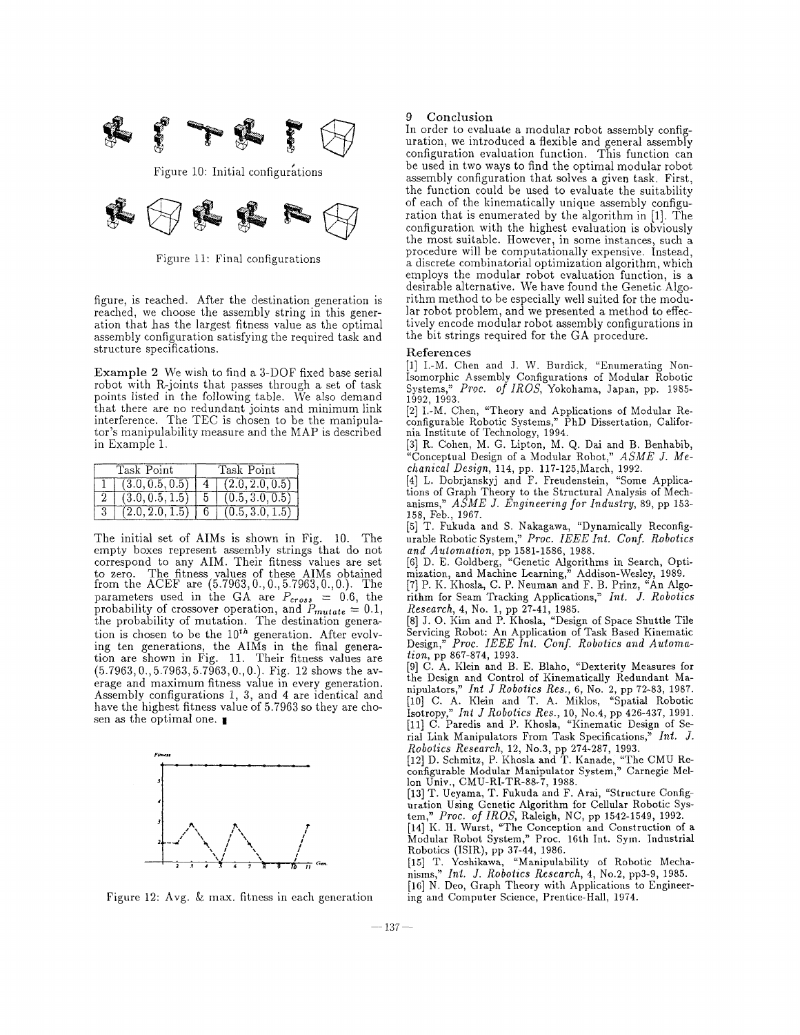Figure 10: Initial configurations

Figure 11: Final configurations

figure, is reached. After the destination generation is reached, we choose the assembly string in this generation that has the largest fitness value as the optimal assembly configuration satisfying the required task and structure specifications.

**Example 2** We wish to find a 3-DOF fixed base serial robot with R-joints that passes through a set of task points listed in the following table. We also demand that there are no redundant joints and minimum link interference. The TEC is chosen to be the manipulator's manipulability measure and the MAP is described in Example 1.

| Task Point | | Task Point | |
|---|---|---|---|
| 1 | (3.0, 0.5, 0.5) | 4 | (2.0, 2.0, 0.5) |
| 2 | (3.0, 0.5, 1.5) | 5 | (0.5, 3.0, 0.5) |
| 3 | (2.0, 2.0, 1.5) | 6 | (0.5, 3.0, 1.5) |

The initial set of AIMs is shown in Fig. 10. The empty boxes represent assembly strings that do not correspond to any AIM. Their fitness values are set to zero. The fitness values of these AIMs obtained from the ACEF are (5.7963, 0., 0., 5.7963, 0., 0.). The parameters used in the GA are $P_{cross} = 0.6$, the probability of crossover operation, and $P_{mutate} = 0.1$, the probability of mutation. The destination generation is chosen to be the $10^{th}$ generation. After evolving ten generations, the AIMs in the final generation are shown in Fig. 11. Their fitness values are (5.7963, 0., 5.7963, 5.7963, 0., 0.). Fig. 12 shows the average and maximum fitness value in every generation. Assembly configurations 1, 3, and 4 are identical and have the highest fitness value of 5.7963 so they are chosen as the optimal one. ∎

Fitness
5
4
3
2
1 2 3 4 5 6 7 8 9 10 11 Gen.

Figure 12: Avg. & max. fitness in each generation

## 9 Conclusion

In order to evaluate a modular robot assembly configuration, we introduced a flexible and general assembly configuration evaluation function. This function can be used in two ways to find the optimal modular robot assembly configuration that solves a given task. First, the function could be used to evaluate the suitability of each of the kinematically unique assembly configuration that is enumerated by the algorithm in [1]. The configuration with the highest evaluation is obviously the most suitable. However, in some instances, such a procedure will be computationally expensive. Instead, a discrete combinatorial optimization algorithm, which employs the modular robot evaluation function, is a desirable alternative. We have found the Genetic Algorithm method to be especially well suited for the modular robot problem, and we presented a method to effectively encode modular robot assembly configurations in the bit strings required for the GA procedure.

### References

[1] I.-M. Chen and J. W. Burdick, "Enumerating Non-Isomorphic Assembly Configurations of Modular Robotic Systems," *Proc. of IROS*, Yokohama, Japan, pp. 1985-1992, 1993.

[2] I.-M. Chen, "Theory and Applications of Modular Reconfigurable Robotic Systems," PhD Dissertation, California Institute of Technology, 1994.

[3] R. Cohen, M. G. Lipton, M. Q. Dai and B. Benhabib, "Conceptual Design of a Modular Robot," *ASME J. Mechanical Design*, 114, pp. 117-125, March, 1992.

[4] L. Dobrjanskyj and F. Freudenstein, "Some Applications of Graph Theory to the Structural Analysis of Mechanisms," *ASME J. Engineering for Industry*, 89, pp 153-158, Feb., 1967.

[5] T. Fukuda and S. Nakagawa, "Dynamically Reconfigurable Robotic System," *Proc. IEEE Int. Conf. Robotics and Automation*, pp 1581-1586, 1988.

[6] D. E. Goldberg, "Genetic Algorithms in Search, Optimization, and Machine Learning," Addison-Wesley, 1989.

[7] P. K. Khosla, C. P. Neuman and F. B. Prinz, "An Algorithm for Seam Tracking Applications," *Int. J. Robotics Research*, 4, No. 1, pp 27-41, 1985.

[8] J. O. Kim and P. Khosla, "Design of Space Shuttle Tile Servicing Robot: An Application of Task Based Kinematic Design," *Proc. IEEE Int. Conf. Robotics and Automation*, pp 867-874, 1993.

[9] C. A. Klein and B. E. Blaho, "Dexterity Measures for the Design and Control of Kinematically Redundant Manipulators," *Int J Robotics Res.*, 6, No. 2, pp 72-83, 1987.

[10] C. A. Klein and T. A. Miklos, "Spatial Robotic Isotropy," *Int J Robotics Res.*, 10, No.4, pp 426-437, 1991.

[11] C. Paredis and P. Khosla, "Kinematic Design of Serial Link Manipulators From Task Specifications," *Int. J. Robotics Research*, 12, No.3, pp 274-287, 1993.

[12] D. Schmitz, P. Khosla and T. Kanade, "The CMU Reconfigurable Modular Manipulator System," Carnegie Mellon Univ., CMU-RI-TR-88-7, 1988.

[13] T. Ueyama, T. Fukuda and F. Arai, "Structure Configuration Using Genetic Algorithm for Cellular Robotic System," *Proc. of IROS*, Raleigh, NC, pp 1542-1549, 1992.

[14] K. H. Wurst, "The Conception and Construction of a Modular Robot System," Proc. 16th Int. Sym. Industrial Robotics (ISIR), pp 37-44, 1986.

[15] T. Yoshikawa, "Manipulability of Robotic Mechanisms," *Int. J. Robotics Research*, 4, No.2, pp3-9, 1985.

[16] N. Deo, Graph Theory with Applications to Engineering and Computer Science, Prentice-Hall, 1974.